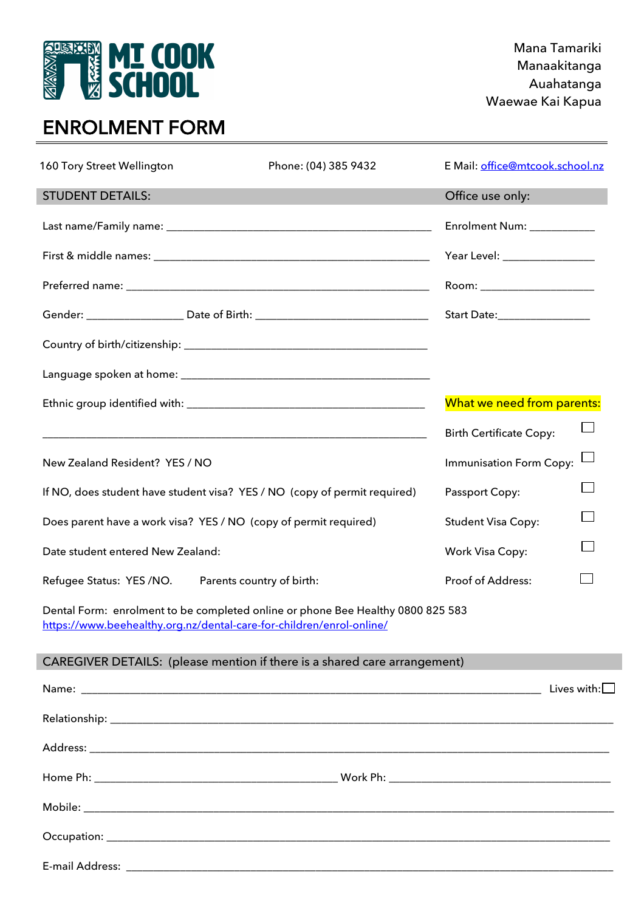MT COOK SCHOOL

Mana Tamariki
Manaakitanga
Auahatanga
Waewae Kai Kapua

# ENROLMENT FORM

160 Tory Street Wellington | Phone: (04) 385 9432 | E Mail: office@mtcook.school.nz

## STUDENT DETAILS:

Last name/Family name: ______________________________________________

First & middle names: ______________________________________________

Preferred name: ______________________________________________

Gender: ________________ Date of Birth: ______________________________

Country of birth/citizenship: ______________________________________________

Language spoken at home: ______________________________________________

Ethnic group identified with: ______________________________________________

______________________________________________________________________

New Zealand Resident? YES / NO

If NO, does student have student visa? YES / NO (copy of permit required)

Does parent have a work visa? YES / NO (copy of permit required)

Date student entered New Zealand:

Refugee Status: YES /NO. Parents country of birth:

**Office use only:**

Enrolment Num: ___________

Year Level: _______________

Room: ___________________

Start Date:_______________

**What we need from parents:**

- Birth Certificate Copy: ☐
- Immunisation Form Copy: ☐
- Passport Copy: ☐
- Student Visa Copy: ☐
- Work Visa Copy: ☐
- Proof of Address: ☐

Dental Form: enrolment to be completed online or phone Bee Healthy 0800 825 583
https://www.beehealthy.org.nz/dental-care-for-children/enrol-online/

## CAREGIVER DETAILS: (please mention if there is a shared care arrangement)

Name: ______________________________________________________________ Lives with: ☐

Relationship: ______________________________________________________________

Address: ______________________________________________________________

Home Ph: ______________________________ Work Ph: ______________________________

Mobile: ______________________________________________________________

Occupation: ______________________________________________________________

E-mail Address: ______________________________________________________________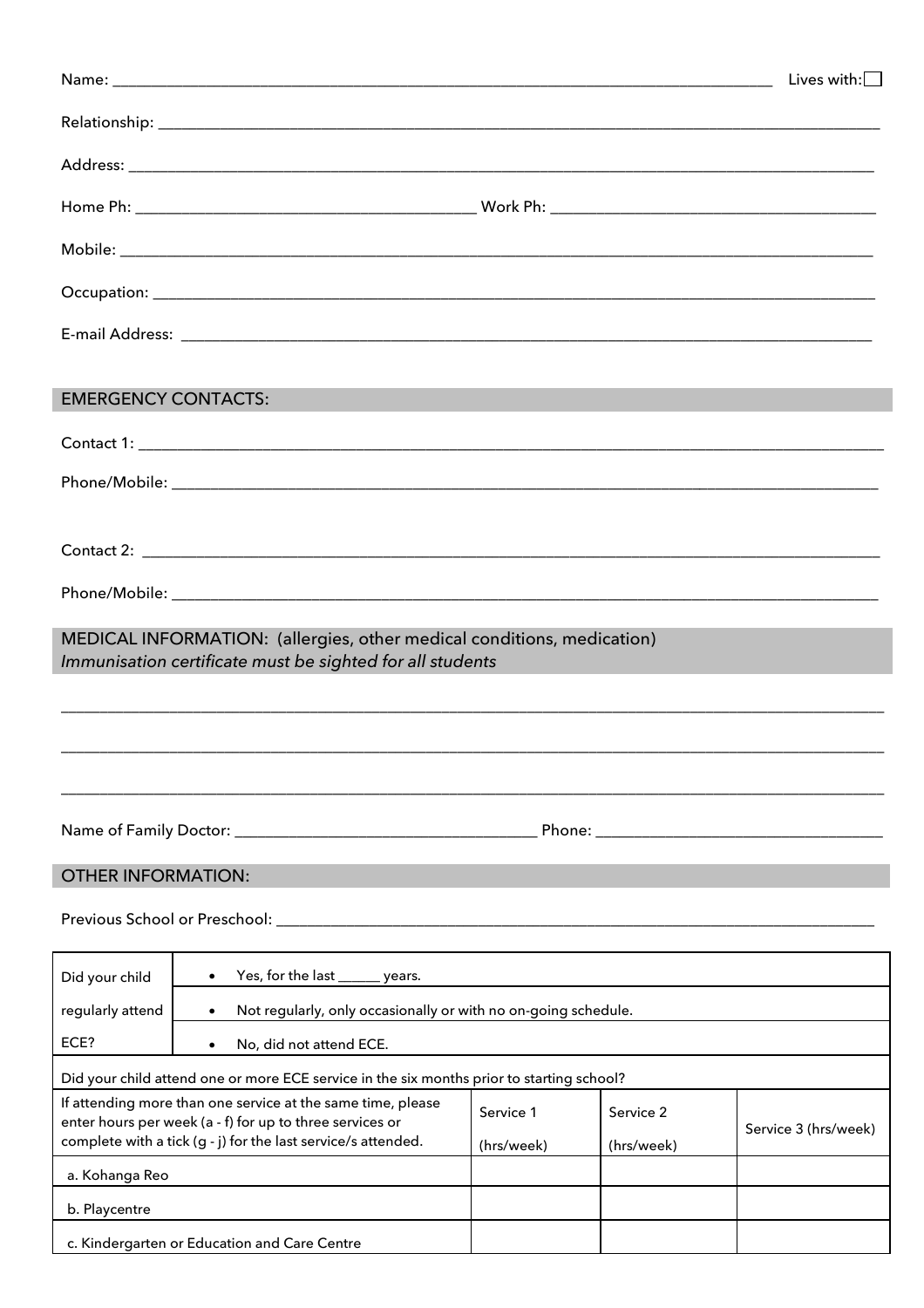Name: ______________________________________________ Lives with: ☐

Relationship: ______________________________________________

Address: ______________________________________________

Home Ph: ______________________ Work Ph: ______________________

Mobile: ______________________________________________

Occupation: ______________________________________________

E-mail Address: ______________________________________________

## EMERGENCY CONTACTS:

Contact 1: ______________________________________________

Phone/Mobile: ______________________________________________

Contact 2: ______________________________________________

Phone/Mobile: ______________________________________________

## MEDICAL INFORMATION: (allergies, other medical conditions, medication)

*Immunisation certificate must be sighted for all students*

______________________________________________

______________________________________________

______________________________________________

Name of Family Doctor: ______________________ Phone: ______________________

## OTHER INFORMATION:

Previous School or Preschool: ______________________________________________

| Did your child regularly attend ECE? | • Yes, for the last ______ years. | | |
|---|---|---|---|
| | • Not regularly, only occasionally or with no on-going schedule. | | |
| | • No, did not attend ECE. | | |
| Did your child attend one or more ECE service in the six months prior to starting school? | | | |
| If attending more than one service at the same time, please enter hours per week (a - f) for up to three services or complete with a tick (g - j) for the last service/s attended. | Service 1 (hrs/week) | Service 2 (hrs/week) | Service 3 (hrs/week) |
| a. Kohanga Reo | | | |
| b. Playcentre | | | |
| c. Kindergarten or Education and Care Centre | | | |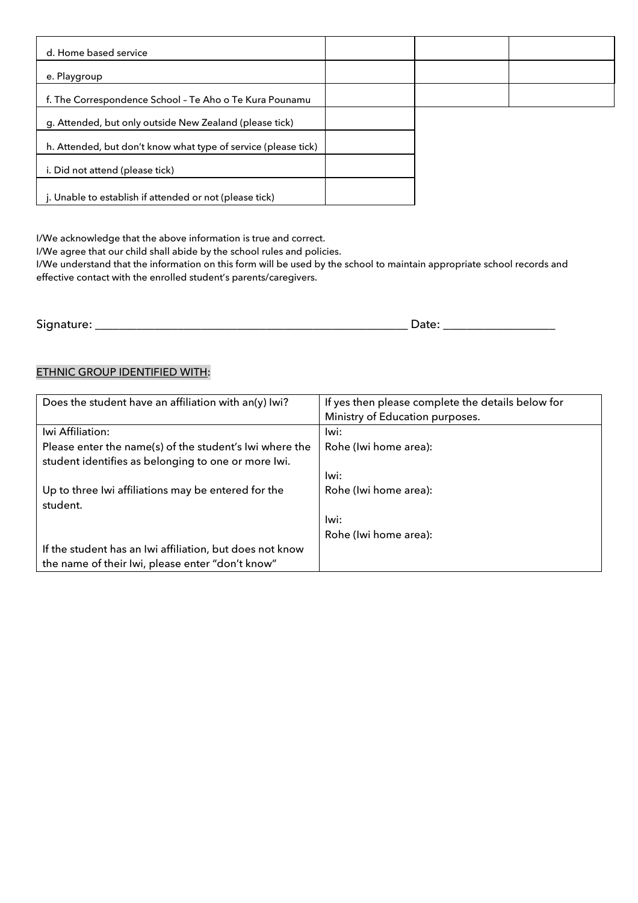| | | | |
|---|---|---|---|
| d. Home based service | | | |
| e. Playgroup | | | |
| f. The Correspondence School – Te Aho o Te Kura Pounamu | | | |
| g. Attended, but only outside New Zealand (please tick) | | | |
| h. Attended, but don't know what type of service (please tick) | | | |
| i. Did not attend (please tick) | | | |
| j. Unable to establish if attended or not (please tick) | | | |

I/We acknowledge that the above information is true and correct.
I/We agree that our child shall abide by the school rules and policies.
I/We understand that the information on this form will be used by the school to maintain appropriate school records and effective contact with the enrolled student's parents/caregivers.

Signature: ______________________________________________________ Date: ___________________

ETHNIC GROUP IDENTIFIED WITH:

| Does the student have an affiliation with an(y) Iwi? | If yes then please complete the details below for Ministry of Education purposes. |
|---|---|
| Iwi Affiliation:<br>Please enter the name(s) of the student's Iwi where the student identifies as belonging to one or more Iwi.<br><br>Up to three Iwi affiliations may be entered for the student.<br><br>If the student has an Iwi affiliation, but does not know the name of their Iwi, please enter "don't know" | Iwi:<br>Rohe (Iwi home area):<br><br>Iwi:<br>Rohe (Iwi home area):<br><br>Iwi:<br>Rohe (Iwi home area): |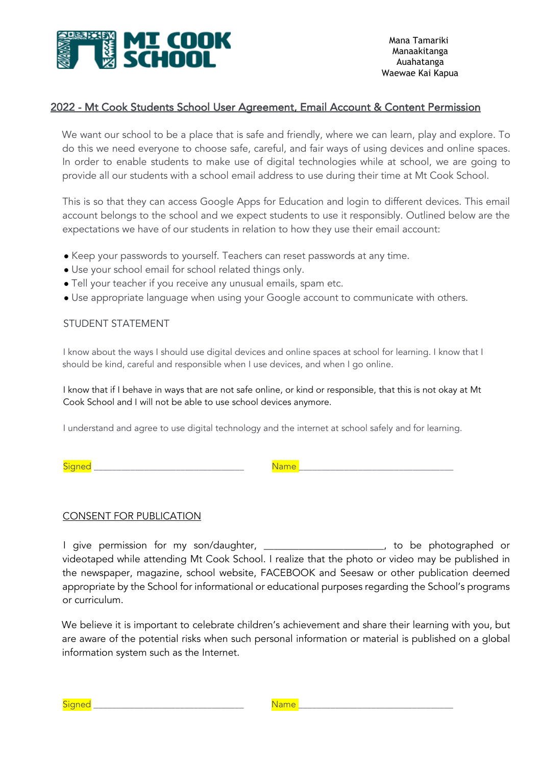MT COOK SCHOOL

Mana Tamariki
Manaakitanga
Auahatanga
Waewae Kai Kapua

## 2022 - Mt Cook Students School User Agreement, Email Account & Content Permission

We want our school to be a place that is safe and friendly, where we can learn, play and explore. To do this we need everyone to choose safe, careful, and fair ways of using devices and online spaces. In order to enable students to make use of digital technologies while at school, we are going to provide all our students with a school email address to use during their time at Mt Cook School.

This is so that they can access Google Apps for Education and login to different devices. This email account belongs to the school and we expect students to use it responsibly. Outlined below are the expectations we have of our students in relation to how they use their email account:

- Keep your passwords to yourself. Teachers can reset passwords at any time.
- Use your school email for school related things only.
- Tell your teacher if you receive any unusual emails, spam etc.
- Use appropriate language when using your Google account to communicate with others.

STUDENT STATEMENT

I know about the ways I should use digital devices and online spaces at school for learning. I know that I should be kind, careful and responsible when I use devices, and when I go online.

I know that if I behave in ways that are not safe online, or kind or responsible, that this is not okay at Mt Cook School and I will not be able to use school devices anymore.

I understand and agree to use digital technology and the internet at school safely and for learning.

Signed ______________________________ Name ______________________________

CONSENT FOR PUBLICATION

I give permission for my son/daughter, ______________________, to be photographed or videotaped while attending Mt Cook School. I realize that the photo or video may be published in the newspaper, magazine, school website, FACEBOOK and Seesaw or other publication deemed appropriate by the School for informational or educational purposes regarding the School's programs or curriculum.

We believe it is important to celebrate children's achievement and share their learning with you, but are aware of the potential risks when such personal information or material is published on a global information system such as the Internet.

Signed ______________________________ Name ______________________________